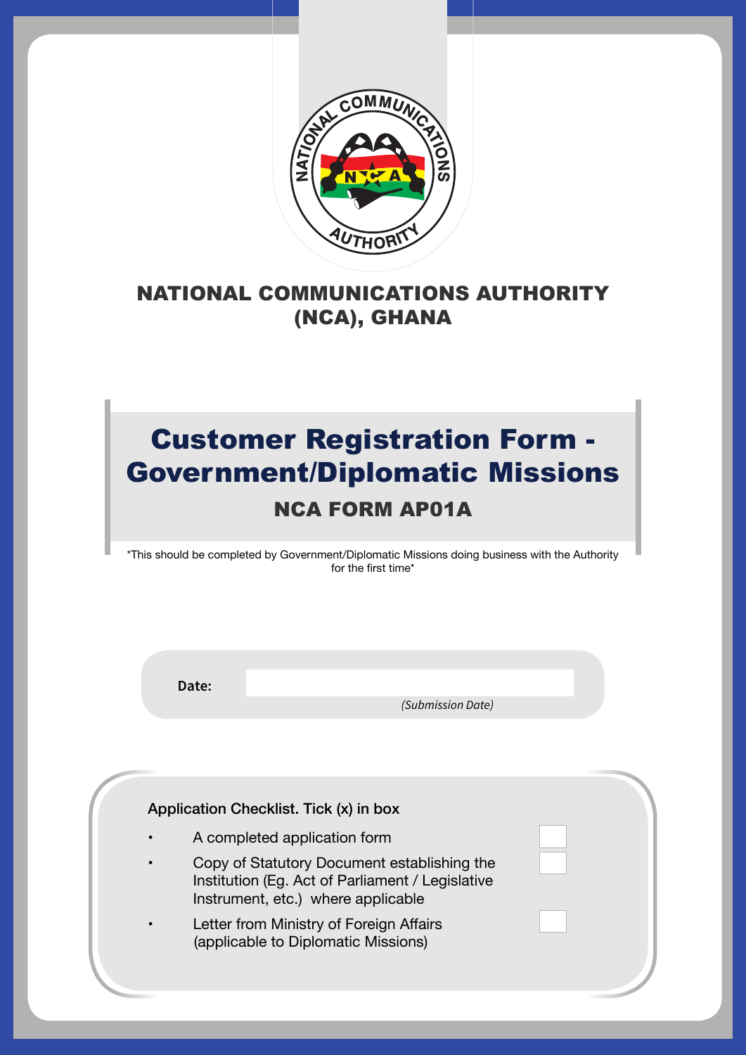# NATIONAL COMMUNICATIONS AUTHORITY (NCA), GHANA

## Customer Registration Form - Government/Diplomatic Missions

### NCA FORM AP01A

*This should be completed by Government/Diplomatic Missions doing business with the Authority for the first time*

**Date:** ______________________

*(Submission Date)*

Application Checklist. Tick (x) in box

- A completed application form ☐
- Copy of Statutory Document establishing the Institution (Eg. Act of Parliament / Legislative Instrument, etc.) where applicable ☐
- Letter from Ministry of Foreign Affairs (applicable to Diplomatic Missions) ☐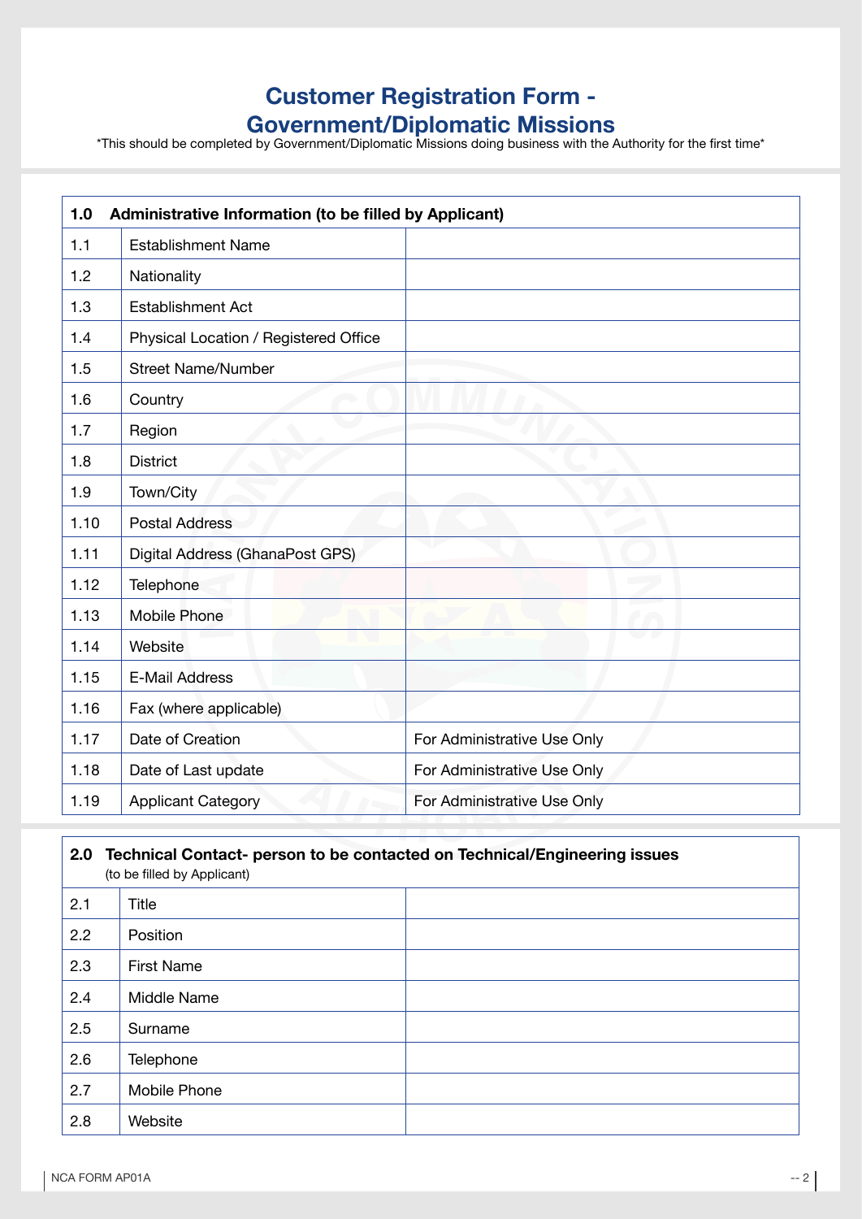# Customer Registration Form - Government/Diplomatic Missions

*This should be completed by Government/Diplomatic Missions doing business with the Authority for the first time*

| **1.0** | **Administrative Information (to be filled by Applicant)** | |
|---|---|---|
| 1.1 | Establishment Name | |
| 1.2 | Nationality | |
| 1.3 | Establishment Act | |
| 1.4 | Physical Location / Registered Office | |
| 1.5 | Street Name/Number | |
| 1.6 | Country | |
| 1.7 | Region | |
| 1.8 | District | |
| 1.9 | Town/City | |
| 1.10 | Postal Address | |
| 1.11 | Digital Address (GhanaPost GPS) | |
| 1.12 | Telephone | |
| 1.13 | Mobile Phone | |
| 1.14 | Website | |
| 1.15 | E-Mail Address | |
| 1.16 | Fax (where applicable) | |
| 1.17 | Date of Creation | For Administrative Use Only |
| 1.18 | Date of Last update | For Administrative Use Only |
| 1.19 | Applicant Category | For Administrative Use Only |

| **2.0** | **Technical Contact- person to be contacted on Technical/Engineering issues** (to be filled by Applicant) | |
|---|---|---|
| 2.1 | Title | |
| 2.2 | Position | |
| 2.3 | First Name | |
| 2.4 | Middle Name | |
| 2.5 | Surname | |
| 2.6 | Telephone | |
| 2.7 | Mobile Phone | |
| 2.8 | Website | |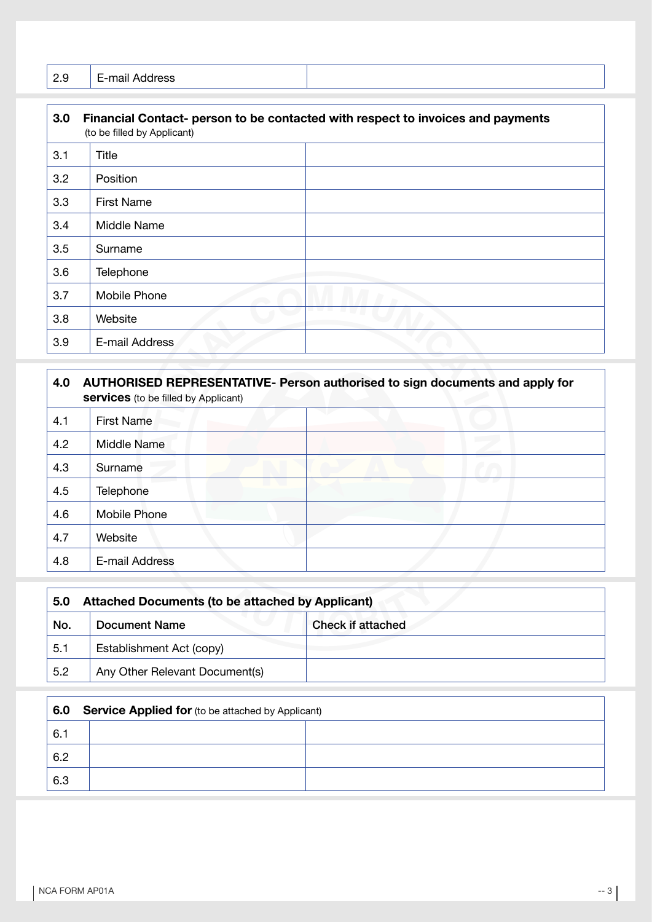| 2.9 | E-mail Address | |
|---|---|---|

| 3.0 | **Financial Contact- person to be contacted with respect to invoices and payments** (to be filled by Applicant) | |
|---|---|---|
| 3.1 | Title | |
| 3.2 | Position | |
| 3.3 | First Name | |
| 3.4 | Middle Name | |
| 3.5 | Surname | |
| 3.6 | Telephone | |
| 3.7 | Mobile Phone | |
| 3.8 | Website | |
| 3.9 | E-mail Address | |

| 4.0 | **AUTHORISED REPRESENTATIVE- Person authorised to sign documents and apply for services** (to be filled by Applicant) | |
|---|---|---|
| 4.1 | First Name | |
| 4.2 | Middle Name | |
| 4.3 | Surname | |
| 4.5 | Telephone | |
| 4.6 | Mobile Phone | |
| 4.7 | Website | |
| 4.8 | E-mail Address | |

| 5.0 | **Attached Documents (to be attached by Applicant)** | |
|---|---|---|
| **No.** | **Document Name** | **Check if attached** |
| 5.1 | Establishment Act (copy) | |
| 5.2 | Any Other Relevant Document(s) | |

| 6.0 | **Service Applied for** (to be attached by Applicant) | |
|---|---|---|
| 6.1 | | |
| 6.2 | | |
| 6.3 | | |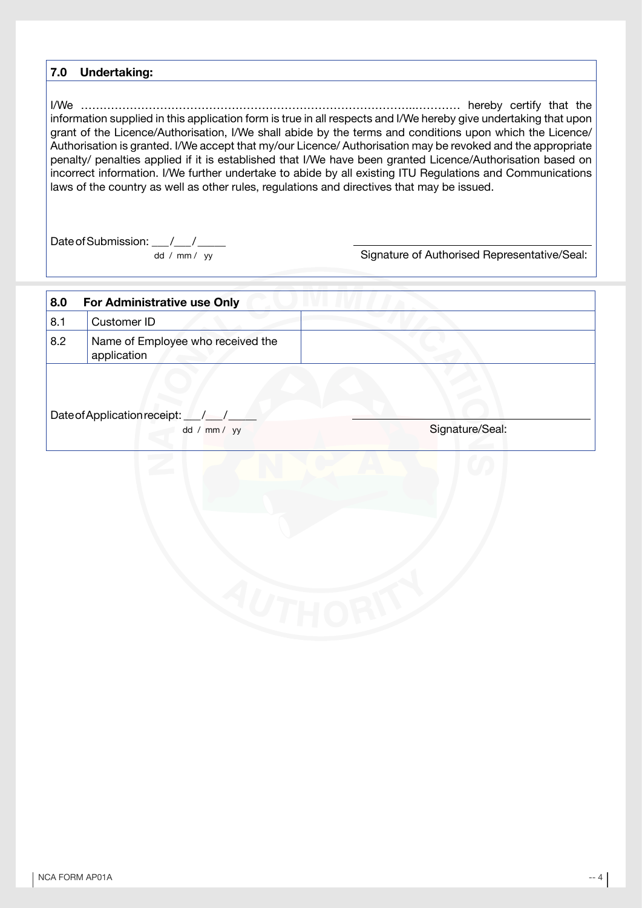### 7.0 Undertaking:

I/We ………………………………………………………………………………..………… hereby certify that the information supplied in this application form is true in all respects and I/We hereby give undertaking that upon grant of the Licence/Authorisation, I/We shall abide by the terms and conditions upon which the Licence/ Authorisation is granted. I/We accept that my/our Licence/ Authorisation may be revoked and the appropriate penalty/ penalties applied if it is established that I/We have been granted Licence/Authorisation based on incorrect information. I/We further undertake to abide by all existing ITU Regulations and Communications laws of the country as well as other rules, regulations and directives that may be issued.

Date of Submission: ___/___/_____
dd / mm / yy

_______________________________________
Signature of Authorised Representative/Seal:

| 8.0 | For Administrative use Only | |
|---|---|---|
| 8.1 | Customer ID | |
| 8.2 | Name of Employee who received the application | |

Date of Application receipt: ___/___/_____
dd / mm / yy

_______________________________________
Signature/Seal: